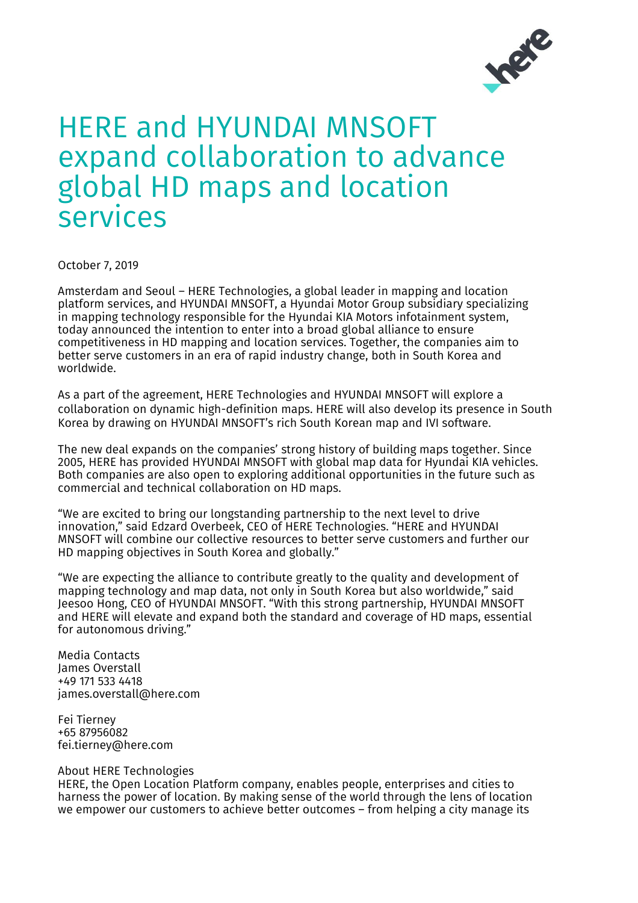# HERE and HYUNDAI MNSOFT expand collaboration to advance global HD maps and location services

October 7, 2019

Amsterdam and Seoul – HERE Technologies, a global leader in mapping and location platform services, and HYUNDAI MNSOFT, a Hyundai Motor Group subsidiary specializing in mapping technology responsible for the Hyundai KIA Motors infotainment system, today announced the intention to enter into a broad global alliance to ensure competitiveness in HD mapping and location services. Together, the companies aim to better serve customers in an era of rapid industry change, both in South Korea and worldwide.

As a part of the agreement, HERE Technologies and HYUNDAI MNSOFT will explore a collaboration on dynamic high-definition maps. HERE will also develop its presence in South Korea by drawing on HYUNDAI MNSOFT's rich South Korean map and IVI software.

The new deal expands on the companies' strong history of building maps together. Since 2005, HERE has provided HYUNDAI MNSOFT with global map data for Hyundai KIA vehicles. Both companies are also open to exploring additional opportunities in the future such as commercial and technical collaboration on HD maps.

"We are excited to bring our longstanding partnership to the next level to drive innovation," said Edzard Overbeek, CEO of HERE Technologies. "HERE and HYUNDAI MNSOFT will combine our collective resources to better serve customers and further our HD mapping objectives in South Korea and globally."

"We are expecting the alliance to contribute greatly to the quality and development of mapping technology and map data, not only in South Korea but also worldwide," said Jeesoo Hong, CEO of HYUNDAI MNSOFT. "With this strong partnership, HYUNDAI MNSOFT and HERE will elevate and expand both the standard and coverage of HD maps, essential for autonomous driving."

Media Contacts
James Overstall
+49 171 533 4418
james.overstall@here.com

Fei Tierney
+65 87956082
fei.tierney@here.com

About HERE Technologies
HERE, the Open Location Platform company, enables people, enterprises and cities to harness the power of location. By making sense of the world through the lens of location we empower our customers to achieve better outcomes – from helping a city manage its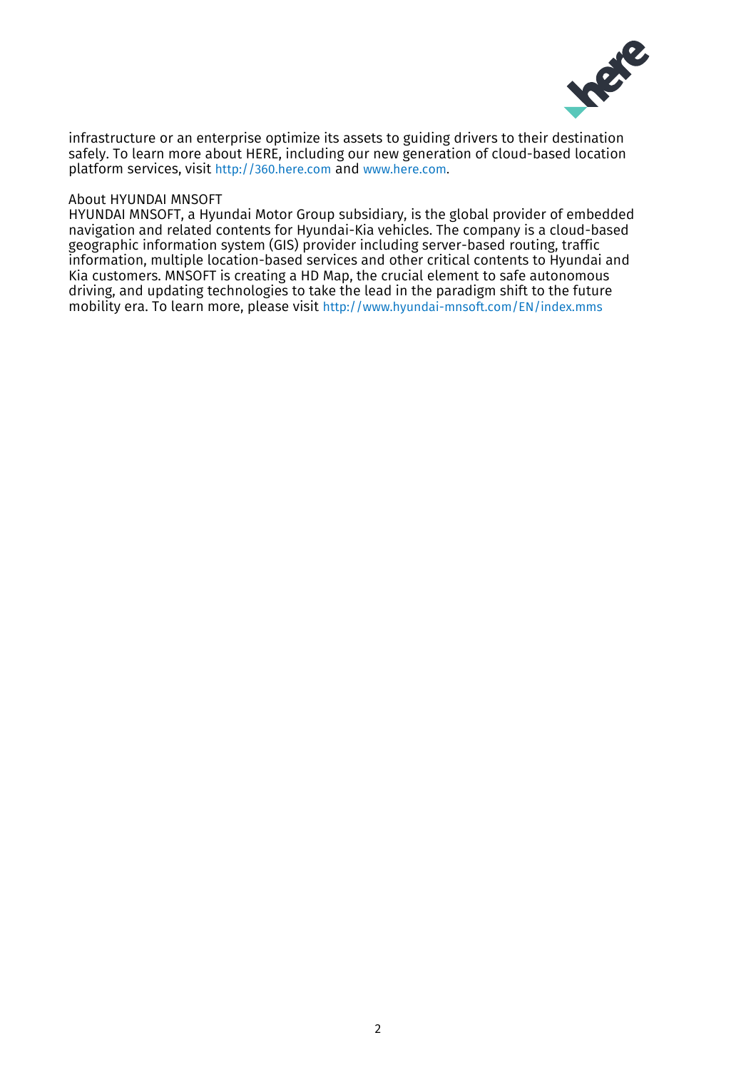infrastructure or an enterprise optimize its assets to guiding drivers to their destination safely. To learn more about HERE, including our new generation of cloud-based location platform services, visit http://360.here.com and www.here.com.

About HYUNDAI MNSOFT

HYUNDAI MNSOFT, a Hyundai Motor Group subsidiary, is the global provider of embedded navigation and related contents for Hyundai-Kia vehicles. The company is a cloud-based geographic information system (GIS) provider including server-based routing, traffic information, multiple location-based services and other critical contents to Hyundai and Kia customers. MNSOFT is creating a HD Map, the crucial element to safe autonomous driving, and updating technologies to take the lead in the paradigm shift to the future mobility era. To learn more, please visit http://www.hyundai-mnsoft.com/EN/index.mms